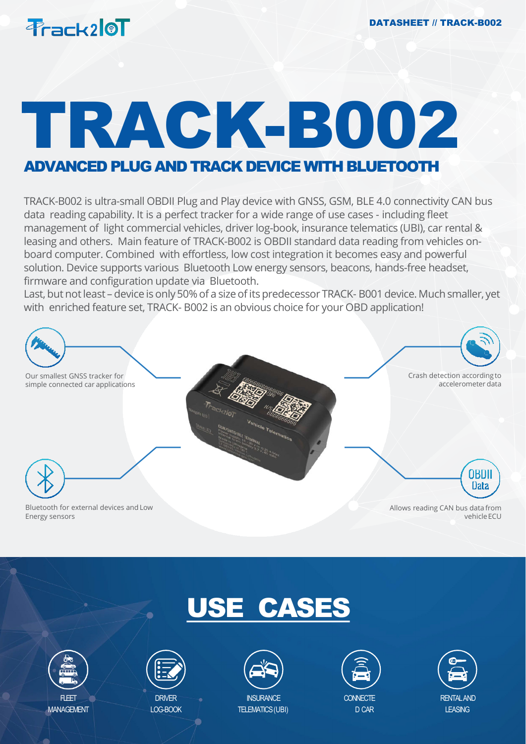Track2IoT

DATASHEET // TRACK-B002

# TRACK-B002

## ADVANCED PLUG AND TRACK DEVICE WITH BLUETOOTH

TRACK-B002 is ultra-small OBDII Plug and Play device with GNSS, GSM, BLE 4.0 connectivity CAN bus data reading capability. It is a perfect tracker for a wide range of use cases - including fleet management of light commercial vehicles, driver log-book, insurance telematics (UBI), car rental & leasing and others. Main feature of TRACK-B002 is OBDII standard data reading from vehicles on-board computer. Combined with effortless, low cost integration it becomes easy and powerful solution. Device supports various Bluetooth Low energy sensors, beacons, hands-free headset, firmware and configuration update via Bluetooth.

Last, but not least – device is only 50% of a size of its predecessor TRACK- B001 device. Much smaller, yet with enriched feature set, TRACK- B002 is an obvious choice for your OBD application!

- Our smallest GNSS tracker for simple connected car applications
- Crash detection according to accelerometer data
- Bluetooth for external devices and Low Energy sensors
- Allows reading CAN bus data from vehicle ECU

## USE CASES

- FLEET MANAGEMENT
- DRIVER LOG-BOOK
- INSURANCE TELEMATICS (UBI)
- CONNECTED CAR
- RENTAL AND LEASING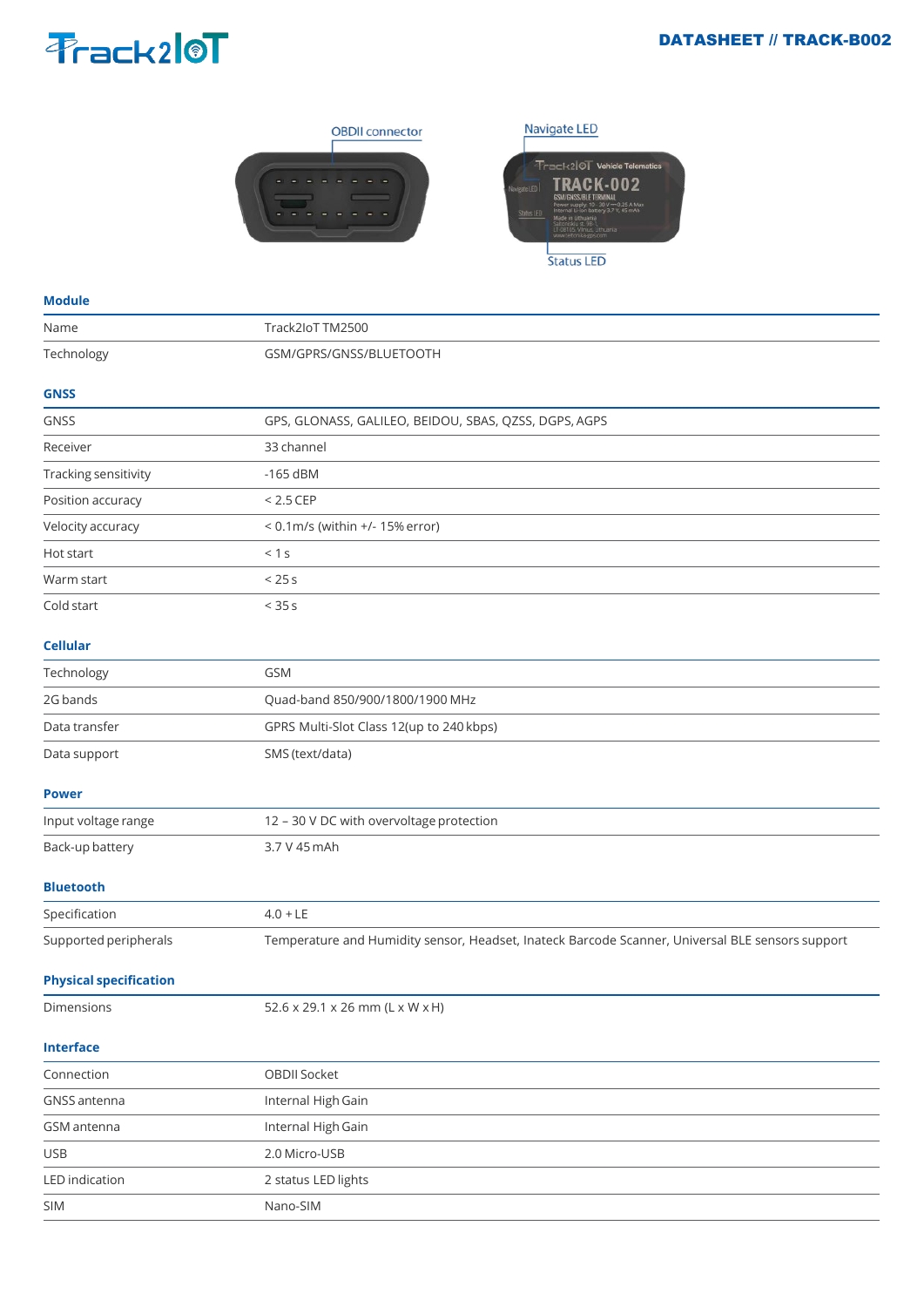OBDII connector

Navigate LED

Status LED

## Module

| | |
|---|---|
| Name | Track2IoT TM2500 |
| Technology | GSM/GPRS/GNSS/BLUETOOTH |

## GNSS

| | |
|---|---|
| GNSS | GPS, GLONASS, GALILEO, BEIDOU, SBAS, QZSS, DGPS, AGPS |
| Receiver | 33 channel |
| Tracking sensitivity | -165 dBM |
| Position accuracy | < 2.5 CEP |
| Velocity accuracy | < 0.1m/s (within +/- 15% error) |
| Hot start | < 1 s |
| Warm start | < 25 s |
| Cold start | < 35 s |

## Cellular

| | |
|---|---|
| Technology | GSM |
| 2G bands | Quad-band 850/900/1800/1900 MHz |
| Data transfer | GPRS Multi-Slot Class 12(up to 240 kbps) |
| Data support | SMS (text/data) |

## Power

| | |
|---|---|
| Input voltage range | 12 – 30 V DC with overvoltage protection |
| Back-up battery | 3.7 V 45 mAh |

## Bluetooth

| | |
|---|---|
| Specification | 4.0 + LE |
| Supported peripherals | Temperature and Humidity sensor, Headset, Inateck Barcode Scanner, Universal BLE sensors support |

## Physical specification

| | |
|---|---|
| Dimensions | 52.6 x 29.1 x 26 mm (L x W x H) |

## Interface

| | |
|---|---|
| Connection | OBDII Socket |
| GNSS antenna | Internal High Gain |
| GSM antenna | Internal High Gain |
| USB | 2.0 Micro-USB |
| LED indication | 2 status LED lights |
| SIM | Nano-SIM |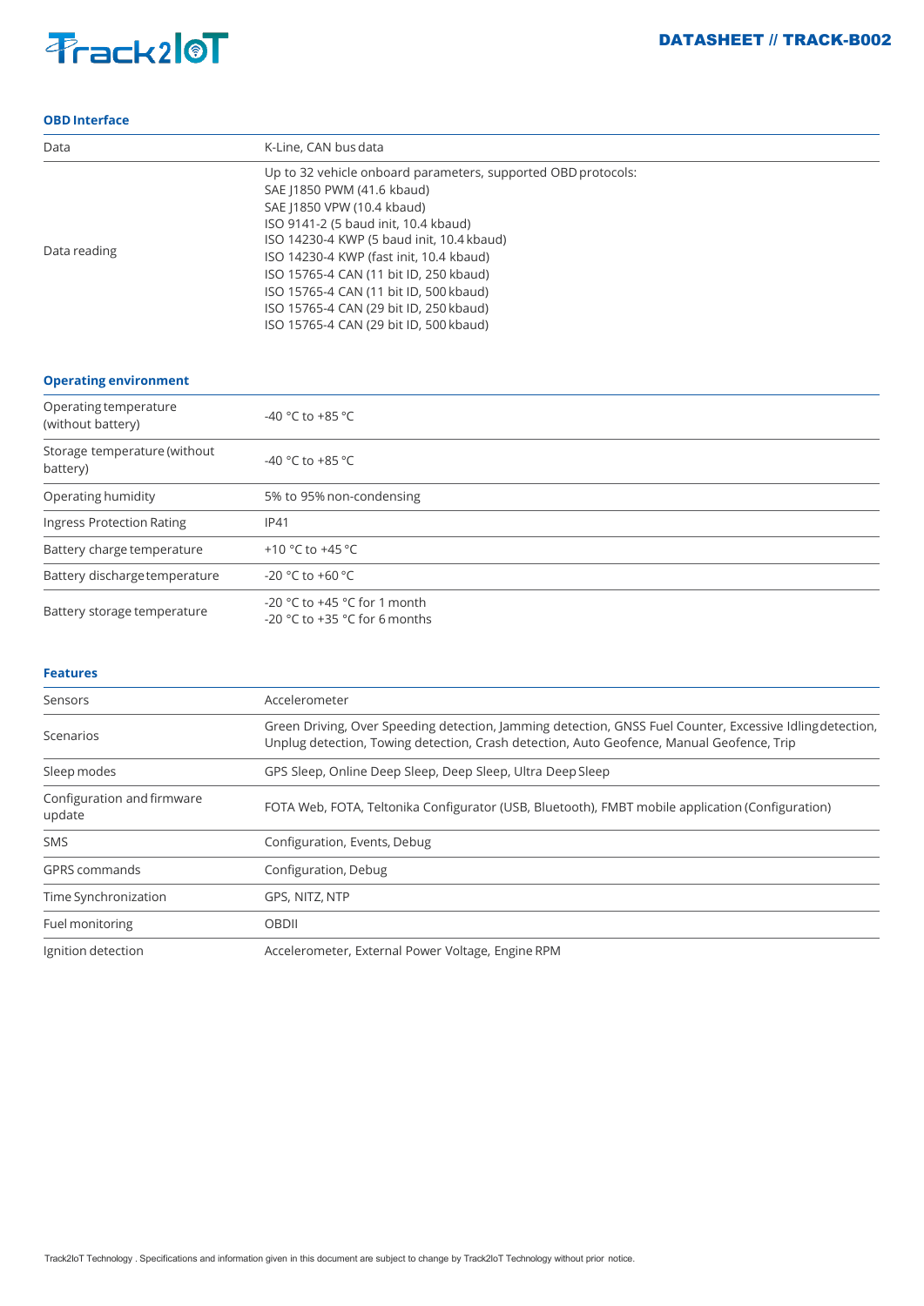## OBD Interface

| | |
|---|---|
| Data | K-Line, CAN bus data |
| Data reading | Up to 32 vehicle onboard parameters, supported OBD protocols:<br>SAE J1850 PWM (41.6 kbaud)<br>SAE J1850 VPW (10.4 kbaud)<br>ISO 9141-2 (5 baud init, 10.4 kbaud)<br>ISO 14230-4 KWP (5 baud init, 10.4 kbaud)<br>ISO 14230-4 KWP (fast init, 10.4 kbaud)<br>ISO 15765-4 CAN (11 bit ID, 250 kbaud)<br>ISO 15765-4 CAN (11 bit ID, 500 kbaud)<br>ISO 15765-4 CAN (29 bit ID, 250 kbaud)<br>ISO 15765-4 CAN (29 bit ID, 500 kbaud) |

## Operating environment

| | |
|---|---|
| Operating temperature (without battery) | -40 °C to +85 °C |
| Storage temperature (without battery) | -40 °C to +85 °C |
| Operating humidity | 5% to 95% non-condensing |
| Ingress Protection Rating | IP41 |
| Battery charge temperature | +10 °C to +45 °C |
| Battery discharge temperature | -20 °C to +60 °C |
| Battery storage temperature | -20 °C to +45 °C for 1 month<br>-20 °C to +35 °C for 6 months |

## Features

| | |
|---|---|
| Sensors | Accelerometer |
| Scenarios | Green Driving, Over Speeding detection, Jamming detection, GNSS Fuel Counter, Excessive Idling detection, Unplug detection, Towing detection, Crash detection, Auto Geofence, Manual Geofence, Trip |
| Sleep modes | GPS Sleep, Online Deep Sleep, Deep Sleep, Ultra Deep Sleep |
| Configuration and firmware update | FOTA Web, FOTA, Teltonika Configurator (USB, Bluetooth), FMBT mobile application (Configuration) |
| SMS | Configuration, Events, Debug |
| GPRS commands | Configuration, Debug |
| Time Synchronization | GPS, NITZ, NTP |
| Fuel monitoring | OBDII |
| Ignition detection | Accelerometer, External Power Voltage, Engine RPM |